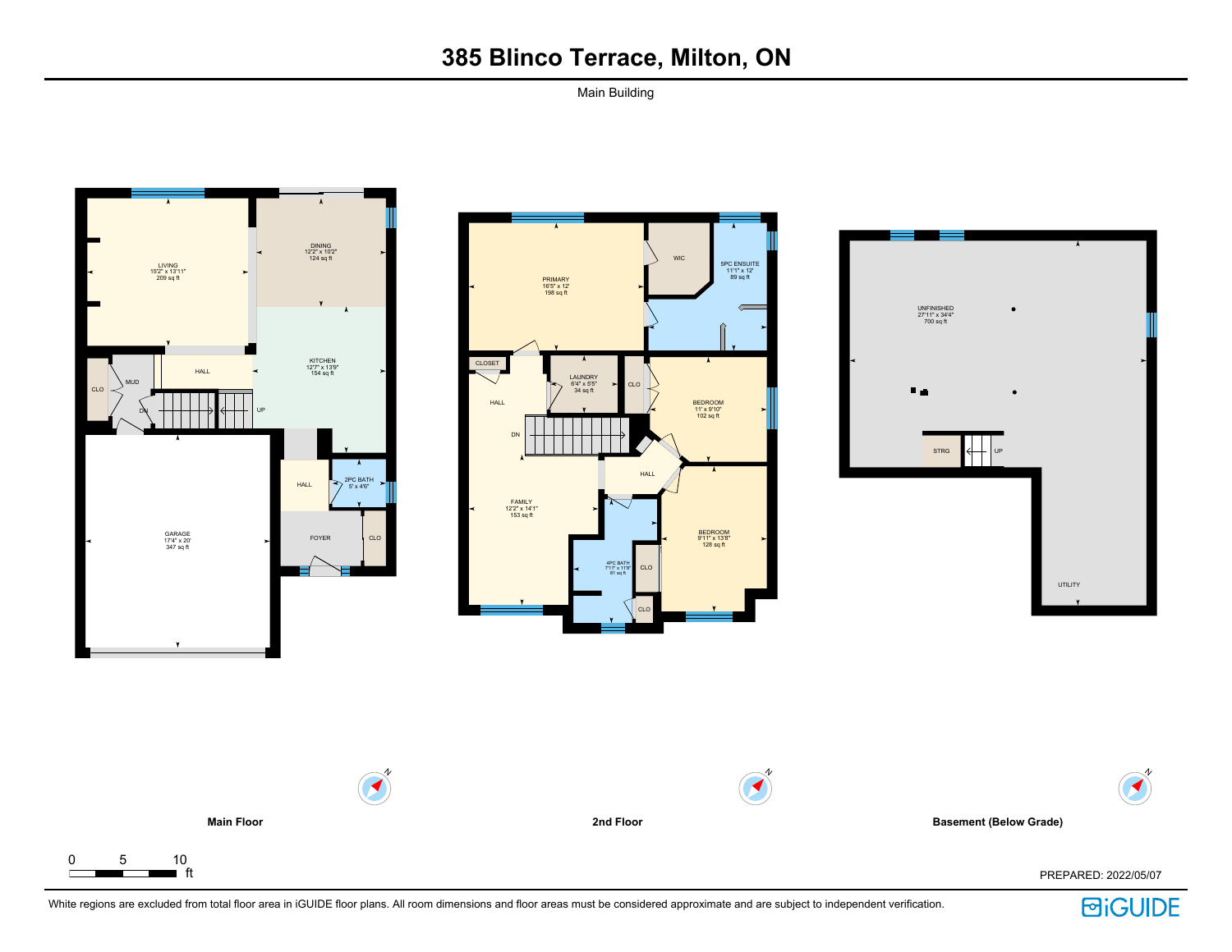# 385 Blinco Terrace, Milton, ON

Main Building

**Main Floor**

- LIVING 15'2" x 13'11" 209 sq ft
- DINING 12'2" x 10'2" 124 sq ft
- KITCHEN 12'7" x 13'9" 154 sq ft
- HALL
- MUD
- CLO
- DN
- UP
- GARAGE 17'4" x 20' 347 sq ft
- HALL
- 2PC BATH 5' x 4'6"
- FOYER
- CLO

**2nd Floor**

- PRIMARY 16'5" x 12' 198 sq ft
- WIC
- 5PC ENSUITE 11'1" x 12' 89 sq ft
- CLOSET
- LAUNDRY 6'4" x 5'5" 34 sq ft
- CLO
- BEDROOM 11' x 9'10" 102 sq ft
- HALL
- DN
- HALL
- FAMILY 12'2" x 14'1" 153 sq ft
- 4PC BATH 7'11" x 11'8" 61 sq ft
- CLO
- CLO
- BEDROOM 9'11" x 13'8" 128 sq ft

**Basement (Below Grade)**

- UNFINISHED 27'11" x 34'4" 700 sq ft
- STRG
- UP
- UTILITY

0 5 10 ft

PREPARED: 2022/05/07

White regions are excluded from total floor area in iGUIDE floor plans. All room dimensions and floor areas must be considered approximate and are subject to independent verification.

iGUIDE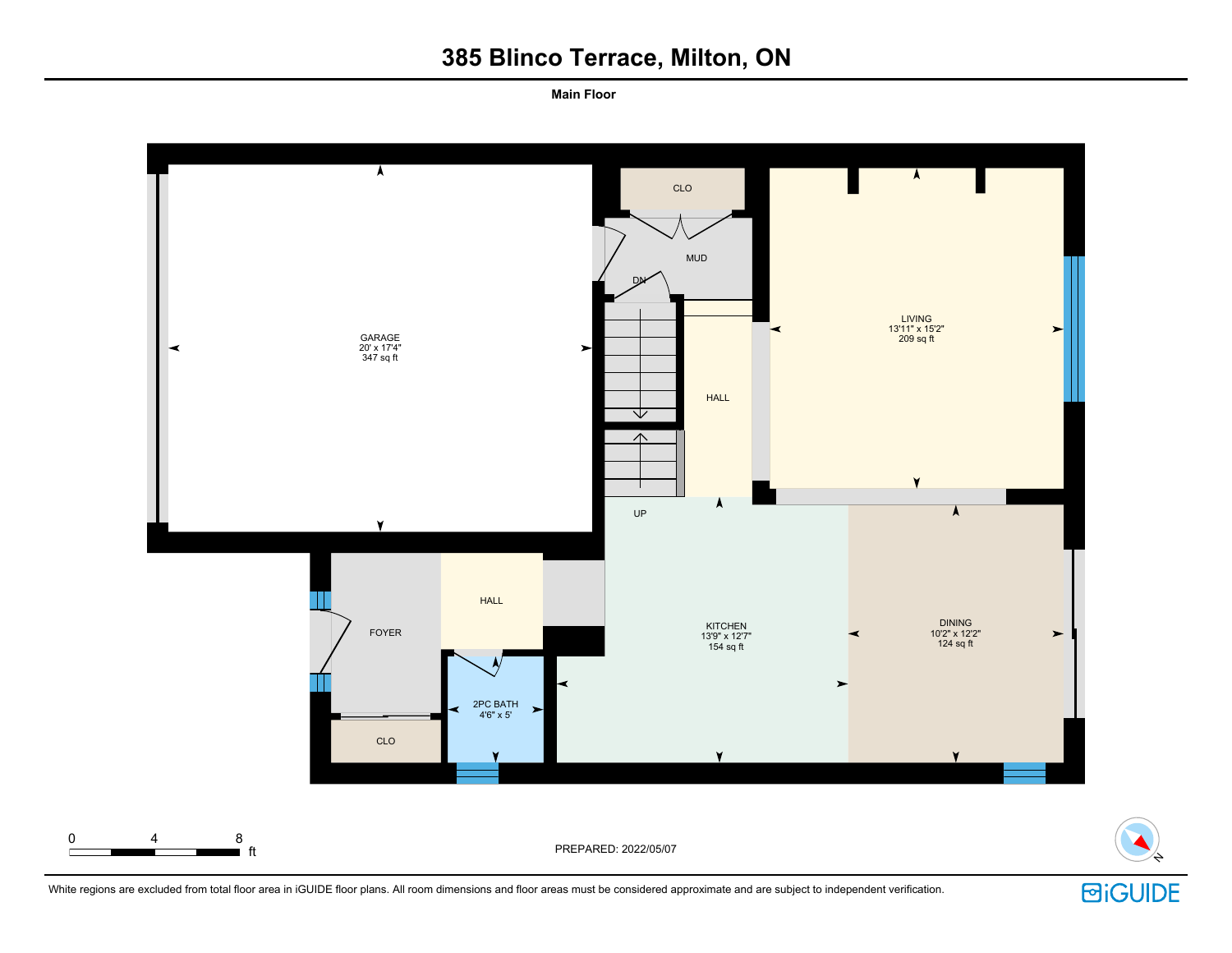# 385 Blinco Terrace, Milton, ON

**Main Floor**

CLO

MUD

DN

LIVING
13'11" x 15'2"
209 sq ft

GARAGE
20' x 17'4"
347 sq ft

HALL

UP

HALL

FOYER

KITCHEN
13'9" x 12'7"
154 sq ft

DINING
10'2" x 12'2"
124 sq ft

2PC BATH
4'6" x 5'

CLO

0 4 8 ft

PREPARED: 2022/05/07

N

White regions are excluded from total floor area in iGUIDE floor plans. All room dimensions and floor areas must be considered approximate and are subject to independent verification.

iGUIDE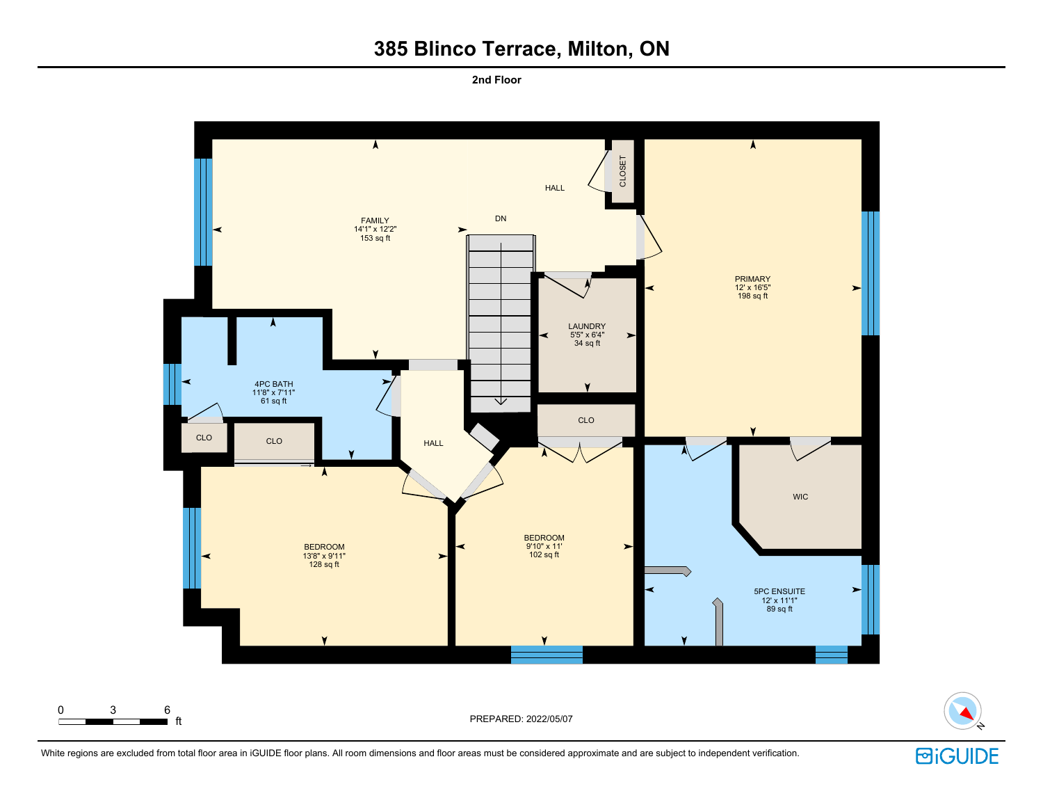# 385 Blinco Terrace, Milton, ON

**2nd Floor**

FAMILY
14'1" x 12'2"
153 sq ft

HALL

CLOSET

DN

PRIMARY
12' x 16'5"
198 sq ft

LAUNDRY
5'5" x 6'4"
34 sq ft

4PC BATH
11'8" x 7'11"
61 sq ft

CLO

CLO

HALL

CLO

WIC

BEDROOM
13'8" x 9'11"
128 sq ft

BEDROOM
9'10" x 11'
102 sq ft

5PC ENSUITE
12' x 11'1"
89 sq ft

0 3 6 ft

PREPARED: 2022/05/07

White regions are excluded from total floor area in iGUIDE floor plans. All room dimensions and floor areas must be considered approximate and are subject to independent verification.

iGUIDE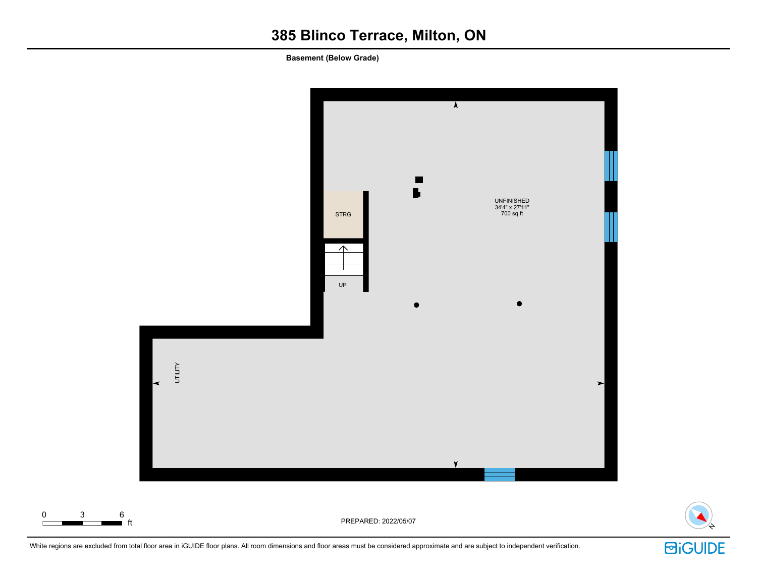# 385 Blinco Terrace, Milton, ON

**Basement (Below Grade)**

STRG

UP

UNFINISHED
34'4" x 27'11"
700 sq ft

UTILITY

0 3 6 ft

PREPARED: 2022/05/07

White regions are excluded from total floor area in iGUIDE floor plans. All room dimensions and floor areas must be considered approximate and are subject to independent verification.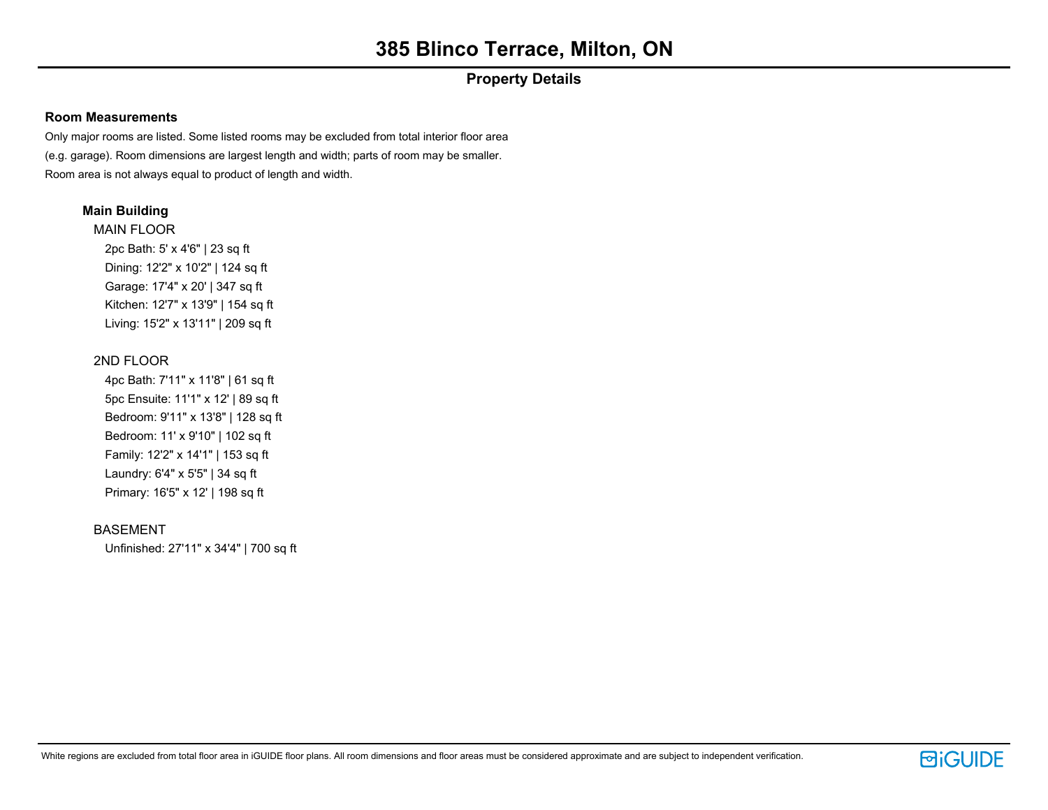# 385 Blinco Terrace, Milton, ON

## Property Details

### Room Measurements

Only major rooms are listed. Some listed rooms may be excluded from total interior floor area (e.g. garage). Room dimensions are largest length and width; parts of room may be smaller. Room area is not always equal to product of length and width.

#### Main Building

MAIN FLOOR

- 2pc Bath: 5' x 4'6" | 23 sq ft
- Dining: 12'2" x 10'2" | 124 sq ft
- Garage: 17'4" x 20' | 347 sq ft
- Kitchen: 12'7" x 13'9" | 154 sq ft
- Living: 15'2" x 13'11" | 209 sq ft

2ND FLOOR

- 4pc Bath: 7'11" x 11'8" | 61 sq ft
- 5pc Ensuite: 11'1" x 12' | 89 sq ft
- Bedroom: 9'11" x 13'8" | 128 sq ft
- Bedroom: 11' x 9'10" | 102 sq ft
- Family: 12'2" x 14'1" | 153 sq ft
- Laundry: 6'4" x 5'5" | 34 sq ft
- Primary: 16'5" x 12' | 198 sq ft

BASEMENT

- Unfinished: 27'11" x 34'4" | 700 sq ft

White regions are excluded from total floor area in iGUIDE floor plans. All room dimensions and floor areas must be considered approximate and are subject to independent verification.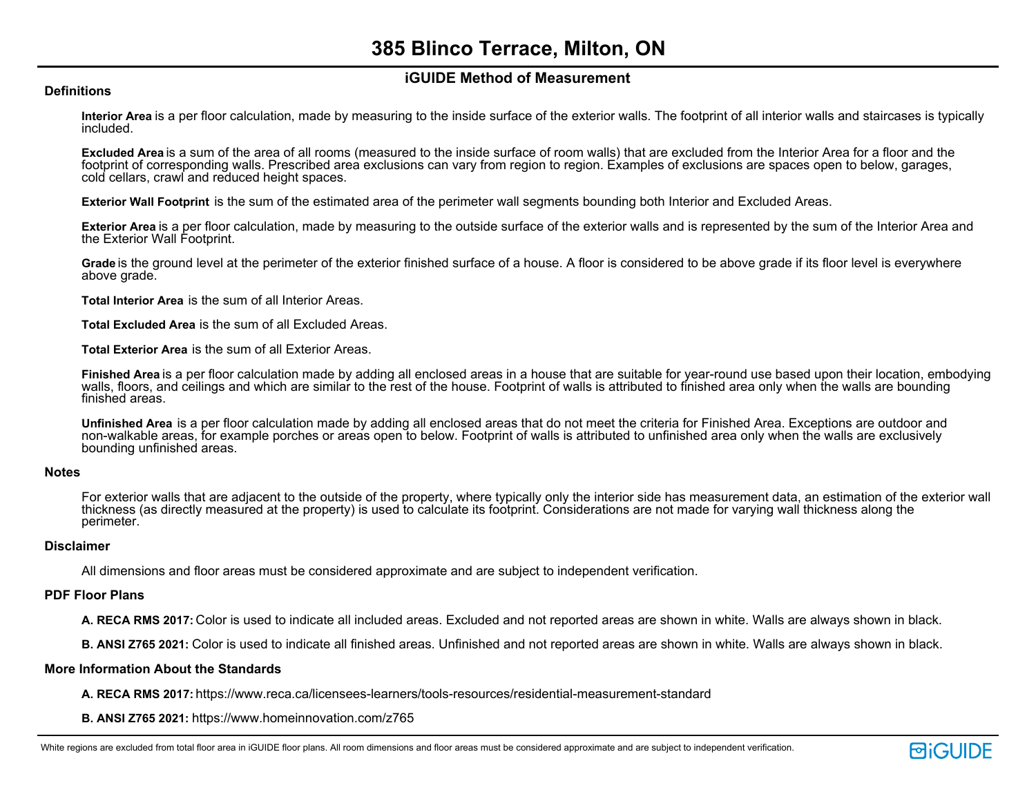# 385 Blinco Terrace, Milton, ON

## iGUIDE Method of Measurement

### Definitions

**Interior Area** is a per floor calculation, made by measuring to the inside surface of the exterior walls. The footprint of all interior walls and staircases is typically included.

**Excluded Area** is a sum of the area of all rooms (measured to the inside surface of room walls) that are excluded from the Interior Area for a floor and the footprint of corresponding walls. Prescribed area exclusions can vary from region to region. Examples of exclusions are spaces open to below, garages, cold cellars, crawl and reduced height spaces.

**Exterior Wall Footprint** is the sum of the estimated area of the perimeter wall segments bounding both Interior and Excluded Areas.

**Exterior Area** is a per floor calculation, made by measuring to the outside surface of the exterior walls and is represented by the sum of the Interior Area and the Exterior Wall Footprint.

**Grade** is the ground level at the perimeter of the exterior finished surface of a house. A floor is considered to be above grade if its floor level is everywhere above grade.

**Total Interior Area** is the sum of all Interior Areas.

**Total Excluded Area** is the sum of all Excluded Areas.

**Total Exterior Area** is the sum of all Exterior Areas.

**Finished Area** is a per floor calculation made by adding all enclosed areas in a house that are suitable for year-round use based upon their location, embodying walls, floors, and ceilings and which are similar to the rest of the house. Footprint of walls is attributed to finished area only when the walls are bounding finished areas.

**Unfinished Area** is a per floor calculation made by adding all enclosed areas that do not meet the criteria for Finished Area. Exceptions are outdoor and non-walkable areas, for example porches or areas open to below. Footprint of walls is attributed to unfinished area only when the walls are exclusively bounding unfinished areas.

### Notes

For exterior walls that are adjacent to the outside of the property, where typically only the interior side has measurement data, an estimation of the exterior wall thickness (as directly measured at the property) is used to calculate its footprint. Considerations are not made for varying wall thickness along the perimeter.

### Disclaimer

All dimensions and floor areas must be considered approximate and are subject to independent verification.

### PDF Floor Plans

**A. RECA RMS 2017:** Color is used to indicate all included areas. Excluded and not reported areas are shown in white. Walls are always shown in black.

**B. ANSI Z765 2021:** Color is used to indicate all finished areas. Unfinished and not reported areas are shown in white. Walls are always shown in black.

### More Information About the Standards

**A. RECA RMS 2017:** https://www.reca.ca/licensees-learners/tools-resources/residential-measurement-standard

**B. ANSI Z765 2021:** https://www.homeinnovation.com/z765